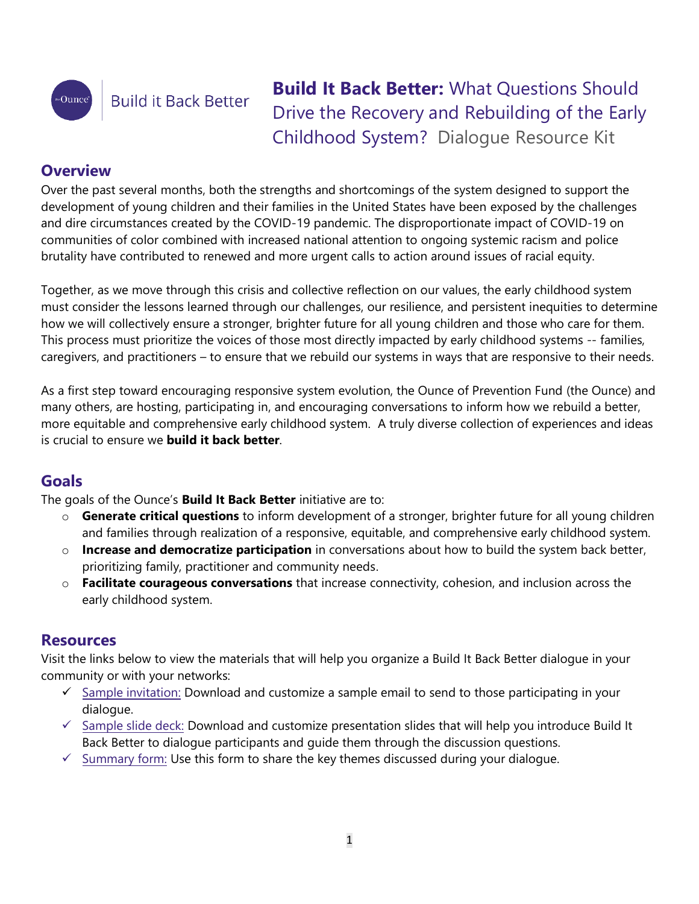Build it Back Better

# **Build It Back Better:** What Questions Should Drive the Recovery and Rebuilding of the Early Childhood System? Dialogue Resource Kit

## Overview

Over the past several months, both the strengths and shortcomings of the system designed to support the development of young children and their families in the United States have been exposed by the challenges and dire circumstances created by the COVID-19 pandemic. The disproportionate impact of COVID-19 on communities of color combined with increased national attention to ongoing systemic racism and police brutality have contributed to renewed and more urgent calls to action around issues of racial equity.

Together, as we move through this crisis and collective reflection on our values, the early childhood system must consider the lessons learned through our challenges, our resilience, and persistent inequities to determine how we will collectively ensure a stronger, brighter future for all young children and those who care for them. This process must prioritize the voices of those most directly impacted by early childhood systems -- families, caregivers, and practitioners – to ensure that we rebuild our systems in ways that are responsive to their needs.

As a first step toward encouraging responsive system evolution, the Ounce of Prevention Fund (the Ounce) and many others, are hosting, participating in, and encouraging conversations to inform how we rebuild a better, more equitable and comprehensive early childhood system. A truly diverse collection of experiences and ideas is crucial to ensure we **build it back better**.

## Goals

The goals of the Ounce's **Build It Back Better** initiative are to:

- **Generate critical questions** to inform development of a stronger, brighter future for all young children and families through realization of a responsive, equitable, and comprehensive early childhood system.
- **Increase and democratize participation** in conversations about how to build the system back better, prioritizing family, practitioner and community needs.
- **Facilitate courageous conversations** that increase connectivity, cohesion, and inclusion across the early childhood system.

## Resources

Visit the links below to view the materials that will help you organize a Build It Back Better dialogue in your community or with your networks:

- ✓ Sample invitation: Download and customize a sample email to send to those participating in your dialogue.
- ✓ Sample slide deck: Download and customize presentation slides that will help you introduce Build It Back Better to dialogue participants and guide them through the discussion questions.
- ✓ Summary form: Use this form to share the key themes discussed during your dialogue.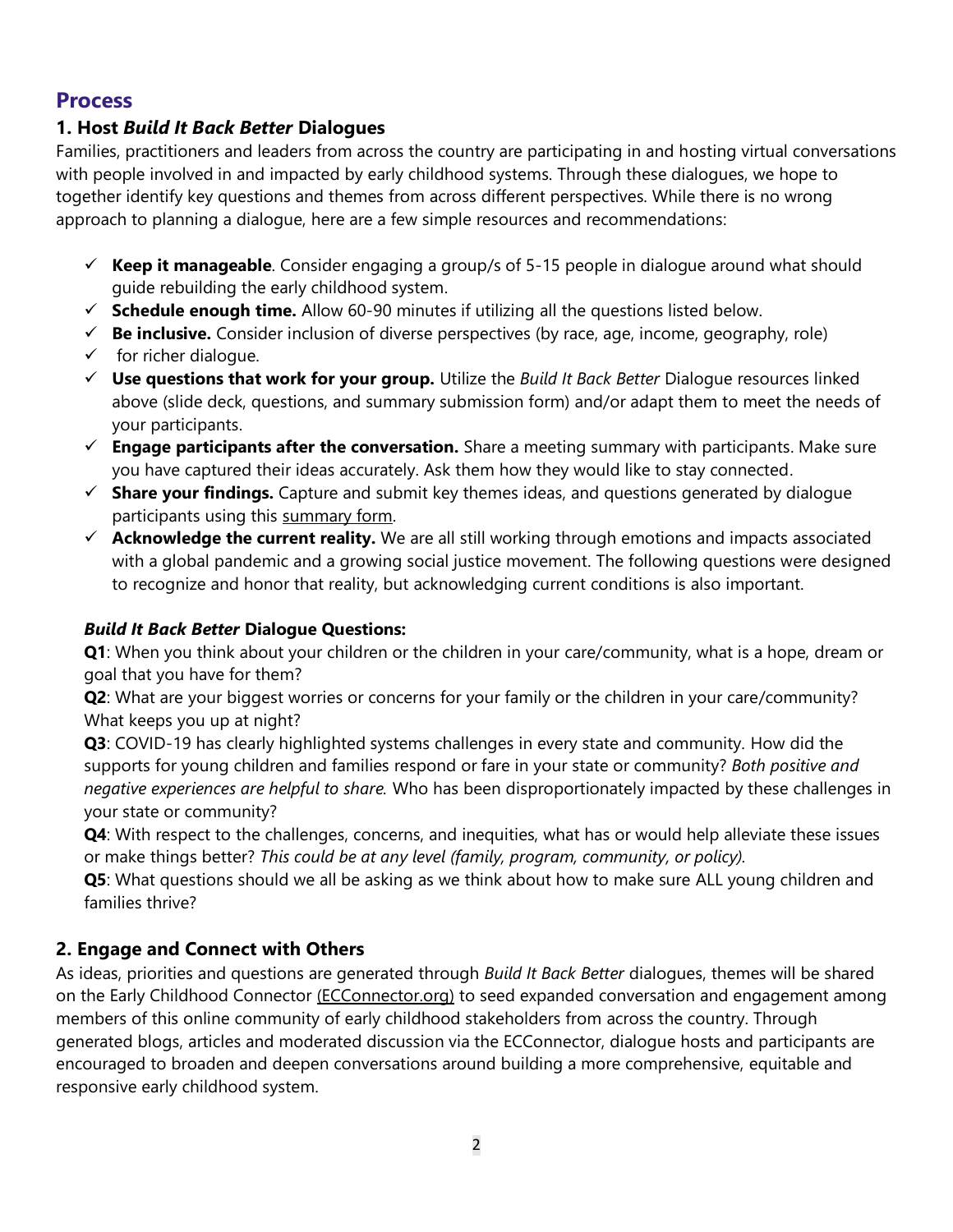## Process

### 1. Host *Build It Back Better* Dialogues

Families, practitioners and leaders from across the country are participating in and hosting virtual conversations with people involved in and impacted by early childhood systems. Through these dialogues, we hope to together identify key questions and themes from across different perspectives. While there is no wrong approach to planning a dialogue, here are a few simple resources and recommendations:

- ✓ **Keep it manageable**. Consider engaging a group/s of 5-15 people in dialogue around what should guide rebuilding the early childhood system.
- ✓ **Schedule enough time.** Allow 60-90 minutes if utilizing all the questions listed below.
- ✓ **Be inclusive.** Consider inclusion of diverse perspectives (by race, age, income, geography, role)
- ✓ for richer dialogue.
- ✓ **Use questions that work for your group.** Utilize the *Build It Back Better* Dialogue resources linked above (slide deck, questions, and summary submission form) and/or adapt them to meet the needs of your participants.
- ✓ **Engage participants after the conversation.** Share a meeting summary with participants. Make sure you have captured their ideas accurately. Ask them how they would like to stay connected.
- ✓ **Share your findings.** Capture and submit key themes ideas, and questions generated by dialogue participants using this summary form.
- ✓ **Acknowledge the current reality.** We are all still working through emotions and impacts associated with a global pandemic and a growing social justice movement. The following questions were designed to recognize and honor that reality, but acknowledging current conditions is also important.

***Build It Back Better* Dialogue Questions:**

**Q1**: When you think about your children or the children in your care/community, what is a hope, dream or goal that you have for them?

**Q2**: What are your biggest worries or concerns for your family or the children in your care/community? What keeps you up at night?

**Q3**: COVID-19 has clearly highlighted systems challenges in every state and community. How did the supports for young children and families respond or fare in your state or community? *Both positive and negative experiences are helpful to share.* Who has been disproportionately impacted by these challenges in your state or community?

**Q4**: With respect to the challenges, concerns, and inequities, what has or would help alleviate these issues or make things better? *This could be at any level (family, program, community, or policy).*

**Q5**: What questions should we all be asking as we think about how to make sure ALL young children and families thrive?

### 2. Engage and Connect with Others

As ideas, priorities and questions are generated through *Build It Back Better* dialogues, themes will be shared on the Early Childhood Connector (ECConnector.org) to seed expanded conversation and engagement among members of this online community of early childhood stakeholders from across the country. Through generated blogs, articles and moderated discussion via the ECConnector, dialogue hosts and participants are encouraged to broaden and deepen conversations around building a more comprehensive, equitable and responsive early childhood system.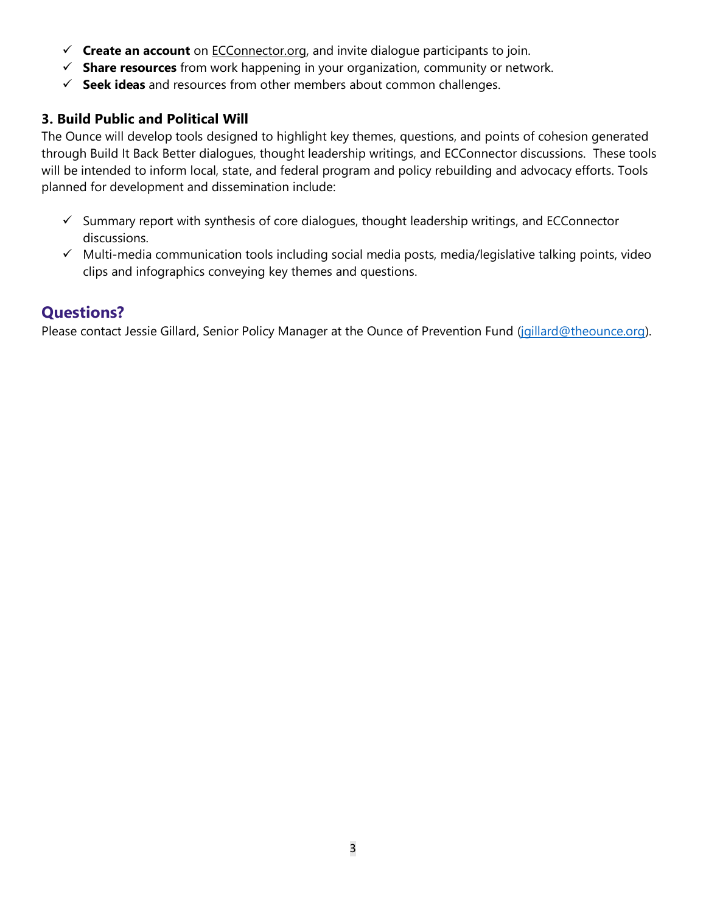- ✓ **Create an account** on ECConnector.org, and invite dialogue participants to join.
- ✓ **Share resources** from work happening in your organization, community or network.
- ✓ **Seek ideas** and resources from other members about common challenges.

### 3. Build Public and Political Will

The Ounce will develop tools designed to highlight key themes, questions, and points of cohesion generated through Build It Back Better dialogues, thought leadership writings, and ECConnector discussions. These tools will be intended to inform local, state, and federal program and policy rebuilding and advocacy efforts. Tools planned for development and dissemination include:

- ✓ Summary report with synthesis of core dialogues, thought leadership writings, and ECConnector discussions.
- ✓ Multi-media communication tools including social media posts, media/legislative talking points, video clips and infographics conveying key themes and questions.

## Questions?

Please contact Jessie Gillard, Senior Policy Manager at the Ounce of Prevention Fund (jgillard@theounce.org).